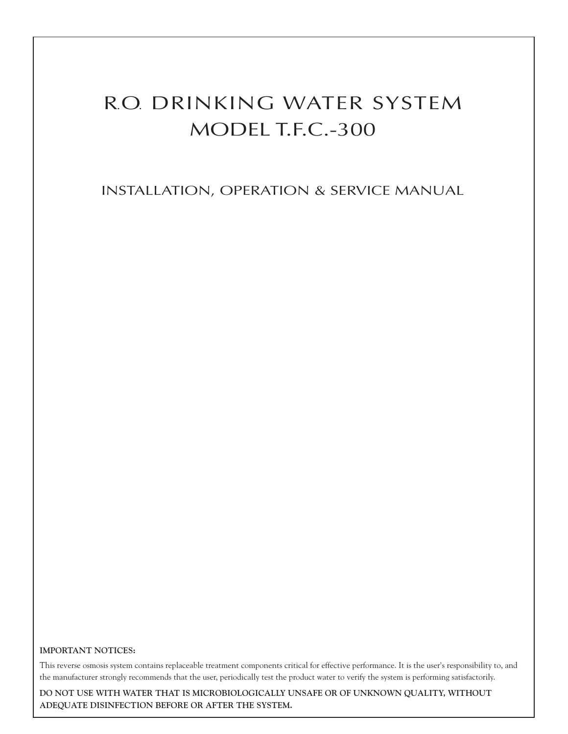# R.O. DRINKING WATER SYSTEM
# MODEL T.F.C.-300

## INSTALLATION, OPERATION & SERVICE MANUAL

**IMPORTANT NOTICES:**

This reverse osmosis system contains replaceable treatment components critical for effective performance. It is the user's responsibility to, and the manufacturer strongly recommends that the user, periodically test the product water to verify the system is performing satisfactorily.

**DO NOT USE WITH WATER THAT IS MICROBIOLOGICALLY UNSAFE OR OF UNKNOWN QUALITY, WITHOUT ADEQUATE DISINFECTION BEFORE OR AFTER THE SYSTEM.**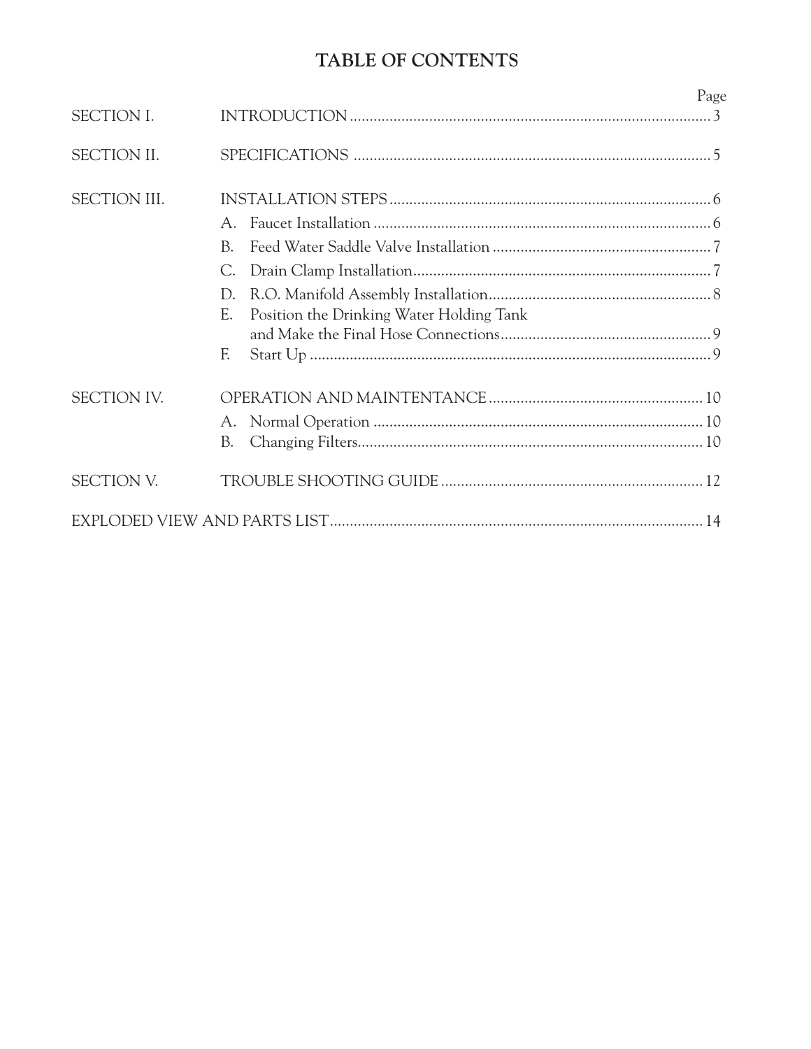# TABLE OF CONTENTS

| | | Page |
|---|---|---|
| SECTION I. | INTRODUCTION | 3 |
| SECTION II. | SPECIFICATIONS | 5 |
| SECTION III. | INSTALLATION STEPS | 6 |
| | A. Faucet Installation | 6 |
| | B. Feed Water Saddle Valve Installation | 7 |
| | C. Drain Clamp Installation | 7 |
| | D. R.O. Manifold Assembly Installation | 8 |
| | E. Position the Drinking Water Holding Tank and Make the Final Hose Connections | 9 |
| | F. Start Up | 9 |
| SECTION IV. | OPERATION AND MAINTENTANCE | 10 |
| | A. Normal Operation | 10 |
| | B. Changing Filters | 10 |
| SECTION V. | TROUBLE SHOOTING GUIDE | 12 |
| EXPLODED VIEW AND PARTS LIST | | 14 |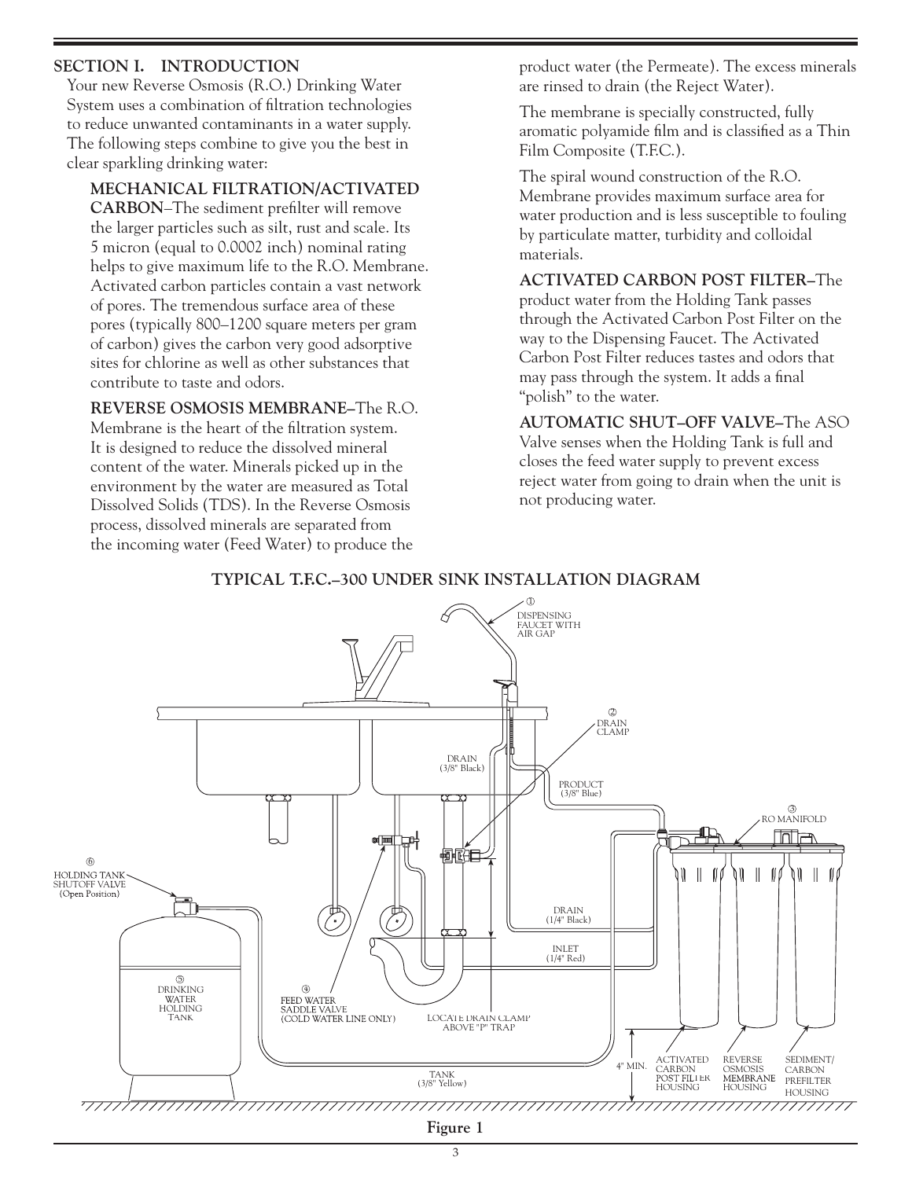## SECTION I. INTRODUCTION

Your new Reverse Osmosis (R.O.) Drinking Water System uses a combination of filtration technologies to reduce unwanted contaminants in a water supply. The following steps combine to give you the best in clear sparkling drinking water:

**MECHANICAL FILTRATION/ACTIVATED CARBON**–The sediment prefilter will remove the larger particles such as silt, rust and scale. Its 5 micron (equal to 0.0002 inch) nominal rating helps to give maximum life to the R.O. Membrane. Activated carbon particles contain a vast network of pores. The tremendous surface area of these pores (typically 800–1200 square meters per gram of carbon) gives the carbon very good adsorptive sites for chlorine as well as other substances that contribute to taste and odors.

**REVERSE OSMOSIS MEMBRANE**–The R.O. Membrane is the heart of the filtration system. It is designed to reduce the dissolved mineral content of the water. Minerals picked up in the environment by the water are measured as Total Dissolved Solids (TDS). In the Reverse Osmosis process, dissolved minerals are separated from the incoming water (Feed Water) to produce the product water (the Permeate). The excess minerals are rinsed to drain (the Reject Water).

The membrane is specially constructed, fully aromatic polyamide film and is classified as a Thin Film Composite (T.F.C.).

The spiral wound construction of the R.O. Membrane provides maximum surface area for water production and is less susceptible to fouling by particulate matter, turbidity and colloidal materials.

**ACTIVATED CARBON POST FILTER**–The product water from the Holding Tank passes through the Activated Carbon Post Filter on the way to the Dispensing Faucet. The Activated Carbon Post Filter reduces tastes and odors that may pass through the system. It adds a final "polish" to the water.

**AUTOMATIC SHUT–OFF VALVE**–The ASO Valve senses when the Holding Tank is full and closes the feed water supply to prevent excess reject water from going to drain when the unit is not producing water.

### TYPICAL T.F.C.–300 UNDER SINK INSTALLATION DIAGRAM

① DISPENSING FAUCET WITH AIR GAP

② DRAIN CLAMP

③ RO MANIFOLD

④ FEED WATER SADDLE VALVE (COLD WATER LINE ONLY)

⑤ DRINKING WATER HOLDING TANK

⑥ HOLDING TANK SHUTOFF VALVE (Open Position)

DRAIN (3/8" Black)

PRODUCT (3/8" Blue)

DRAIN (1/4" Black)

INLET (1/4" Red)

TANK (3/8" Yellow)

LOCATE DRAIN CLAMP ABOVE "P" TRAP

4" MIN.

ACTIVATED CARBON POST FILTER HOUSING

REVERSE OSMOSIS MEMBRANE HOUSING

SEDIMENT/CARBON PREFILTER HOUSING

**Figure 1**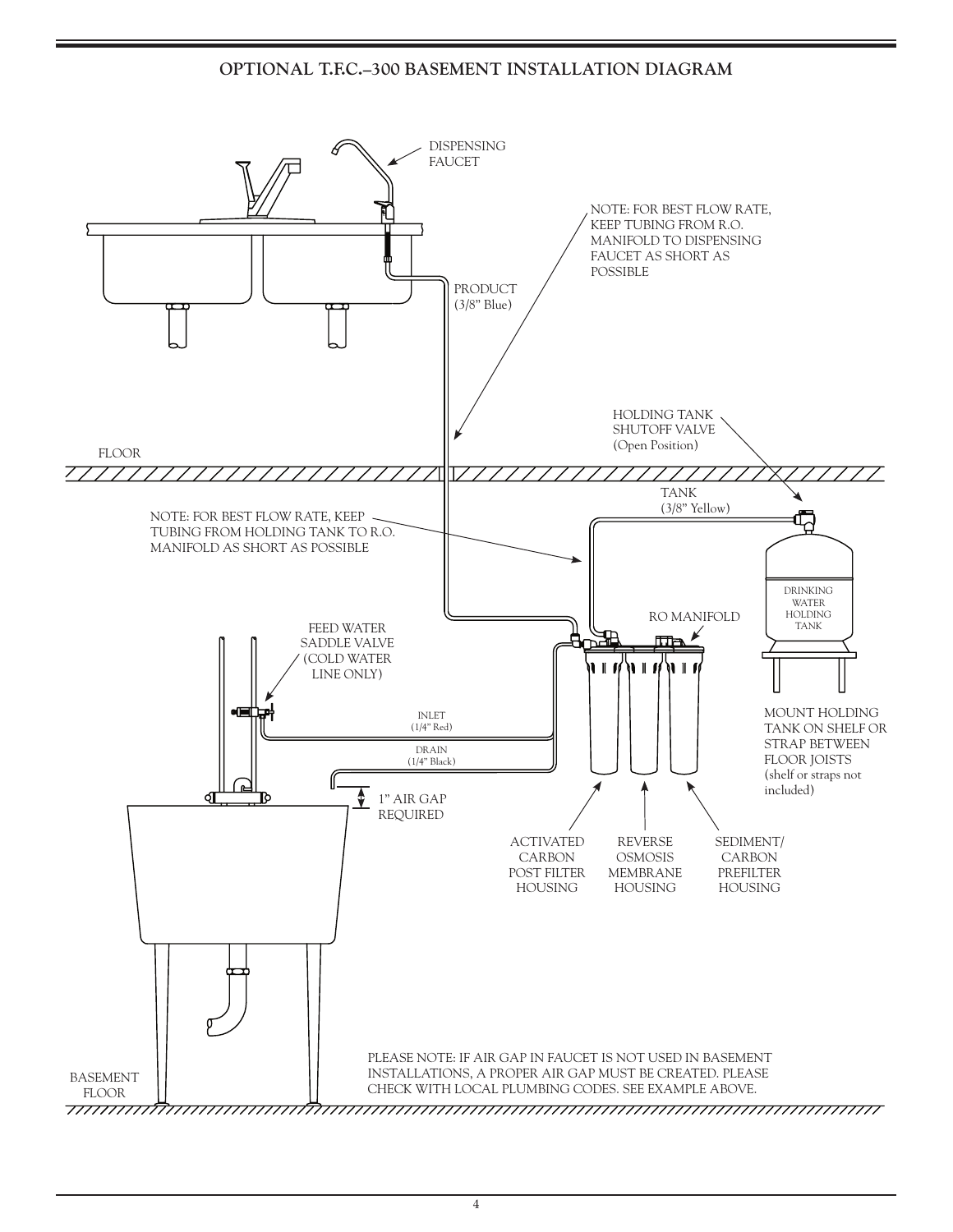# OPTIONAL T.F.C.–300 BASEMENT INSTALLATION DIAGRAM

DISPENSING FAUCET

NOTE: FOR BEST FLOW RATE, KEEP TUBING FROM R.O. MANIFOLD TO DISPENSING FAUCET AS SHORT AS POSSIBLE

PRODUCT (3/8" Blue)

HOLDING TANK SHUTOFF VALVE (Open Position)

FLOOR

TANK (3/8" Yellow)

NOTE: FOR BEST FLOW RATE, KEEP TUBING FROM HOLDING TANK TO R.O. MANIFOLD AS SHORT AS POSSIBLE

DRINKING WATER HOLDING TANK

RO MANIFOLD

FEED WATER SADDLE VALVE (COLD WATER LINE ONLY)

INLET (1/4" Red)

DRAIN (1/4" Black)

1" AIR GAP REQUIRED

MOUNT HOLDING TANK ON SHELF OR STRAP BETWEEN FLOOR JOISTS (shelf or straps not included)

ACTIVATED CARBON POST FILTER HOUSING

REVERSE OSMOSIS MEMBRANE HOUSING

SEDIMENT/ CARBON PREFILTER HOUSING

BASEMENT FLOOR

PLEASE NOTE: IF AIR GAP IN FAUCET IS NOT USED IN BASEMENT INSTALLATIONS, A PROPER AIR GAP MUST BE CREATED. PLEASE CHECK WITH LOCAL PLUMBING CODES. SEE EXAMPLE ABOVE.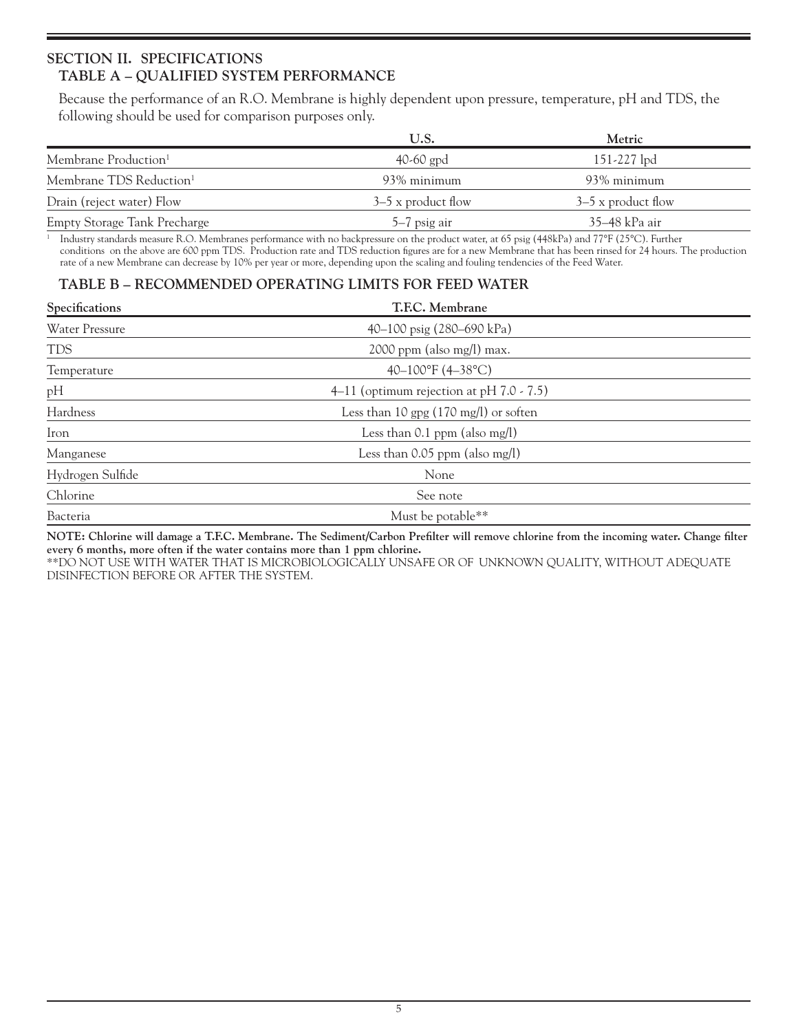## SECTION II. SPECIFICATIONS

### TABLE A – QUALIFIED SYSTEM PERFORMANCE

Because the performance of an R.O. Membrane is highly dependent upon pressure, temperature, pH and TDS, the following should be used for comparison purposes only.

| | U.S. | Metric |
|---|---|---|
| Membrane Production[1] | 40-60 gpd | 151-227 lpd |
| Membrane TDS Reduction[1] | 93% minimum | 93% minimum |
| Drain (reject water) Flow | 3–5 x product flow | 3–5 x product flow |
| Empty Storage Tank Precharge | 5–7 psig air | 35–48 kPa air |

[1] Industry standards measure R.O. Membranes performance with no backpressure on the product water, at 65 psig (448kPa) and 77°F (25°C). Further conditions on the above are 600 ppm TDS. Production rate and TDS reduction figures are for a new Membrane that has been rinsed for 24 hours. The production rate of a new Membrane can decrease by 10% per year or more, depending upon the scaling and fouling tendencies of the Feed Water.

### TABLE B – RECOMMENDED OPERATING LIMITS FOR FEED WATER

| Specifications | T.F.C. Membrane |
|---|---|
| Water Pressure | 40–100 psig (280–690 kPa) |
| TDS | 2000 ppm (also mg/l) max. |
| Temperature | 40–100°F (4–38°C) |
| pH | 4–11 (optimum rejection at pH 7.0 - 7.5) |
| Hardness | Less than 10 gpg (170 mg/l) or soften |
| Iron | Less than 0.1 ppm (also mg/l) |
| Manganese | Less than 0.05 ppm (also mg/l) |
| Hydrogen Sulfide | None |
| Chlorine | See note |
| Bacteria | Must be potable** |

**NOTE: Chlorine will damage a T.F.C. Membrane. The Sediment/Carbon Prefilter will remove chlorine from the incoming water. Change filter every 6 months, more often if the water contains more than 1 ppm chlorine.**

**DO NOT USE WITH WATER THAT IS MICROBIOLOGICALLY UNSAFE OR OF UNKNOWN QUALITY, WITHOUT ADEQUATE DISINFECTION BEFORE OR AFTER THE SYSTEM.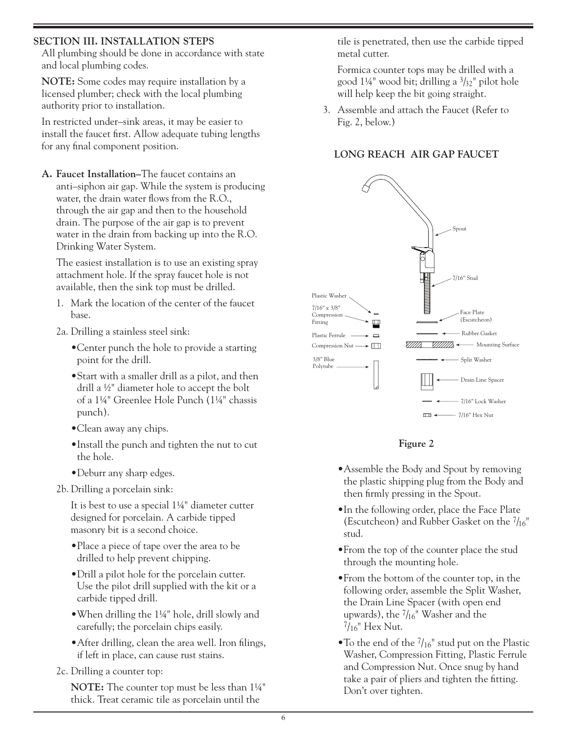## SECTION III. INSTALLATION STEPS

All plumbing should be done in accordance with state and local plumbing codes.

**NOTE:** Some codes may require installation by a licensed plumber; check with the local plumbing authority prior to installation.

In restricted under–sink areas, it may be easier to install the faucet first. Allow adequate tubing lengths for any final component position.

**A. Faucet Installation–**The faucet contains an anti–siphon air gap. While the system is producing water, the drain water flows from the R.O., through the air gap and then to the household drain. The purpose of the air gap is to prevent water in the drain from backing up into the R.O. Drinking Water System.

The easiest installation is to use an existing spray attachment hole. If the spray faucet hole is not available, then the sink top must be drilled.

1. Mark the location of the center of the faucet base.

2a. Drilling a stainless steel sink:

- Center punch the hole to provide a starting point for the drill.
- Start with a smaller drill as a pilot, and then drill a ½" diameter hole to accept the bolt of a 1¼" Greenlee Hole Punch (1¼" chassis punch).
- Clean away any chips.
- Install the punch and tighten the nut to cut the hole.
- Deburr any sharp edges.

2b. Drilling a porcelain sink:

It is best to use a special 1¼" diameter cutter designed for porcelain. A carbide tipped masonry bit is a second choice.

- Place a piece of tape over the area to be drilled to help prevent chipping.
- Drill a pilot hole for the porcelain cutter. Use the pilot drill supplied with the kit or a carbide tipped drill.
- When drilling the 1¼" hole, drill slowly and carefully; the porcelain chips easily.
- After drilling, clean the area well. Iron filings, if left in place, can cause rust stains.

2c. Drilling a counter top:

**NOTE:** The counter top must be less than 1¼" thick. Treat ceramic tile as porcelain until the tile is penetrated, then use the carbide tipped metal cutter.

Formica counter tops may be drilled with a good 1¼" wood bit; drilling a 3/32" pilot hole will help keep the bit going straight.

3. Assemble and attach the Faucet (Refer to Fig. 2, below.)

### LONG REACH AIR GAP FAUCET

Spout
7/16" Stud
Plastic Washer
7/16" x 3/8" Compression Fitting
Face Plate (Escutcheon)
Plastic Ferrule
Rubber Gasket
Compression Nut
Mounting Surface
3/8" Blue Polytube
Split Washer
Drain Line Spacer
7/16" Lock Washer
7/16" Hex Nut

**Figure 2**

- Assemble the Body and Spout by removing the plastic shipping plug from the Body and then firmly pressing in the Spout.
- In the following order, place the Face Plate (Escutcheon) and Rubber Gasket on the 7/16" stud.
- From the top of the counter place the stud through the mounting hole.
- From the bottom of the counter top, in the following order, assemble the Split Washer, the Drain Line Spacer (with open end upwards), the 7/16" Washer and the 7/16" Hex Nut.
- To the end of the 7/16" stud put on the Plastic Washer, Compression Fitting, Plastic Ferrule and Compression Nut. Once snug by hand take a pair of pliers and tighten the fitting. Don't over tighten.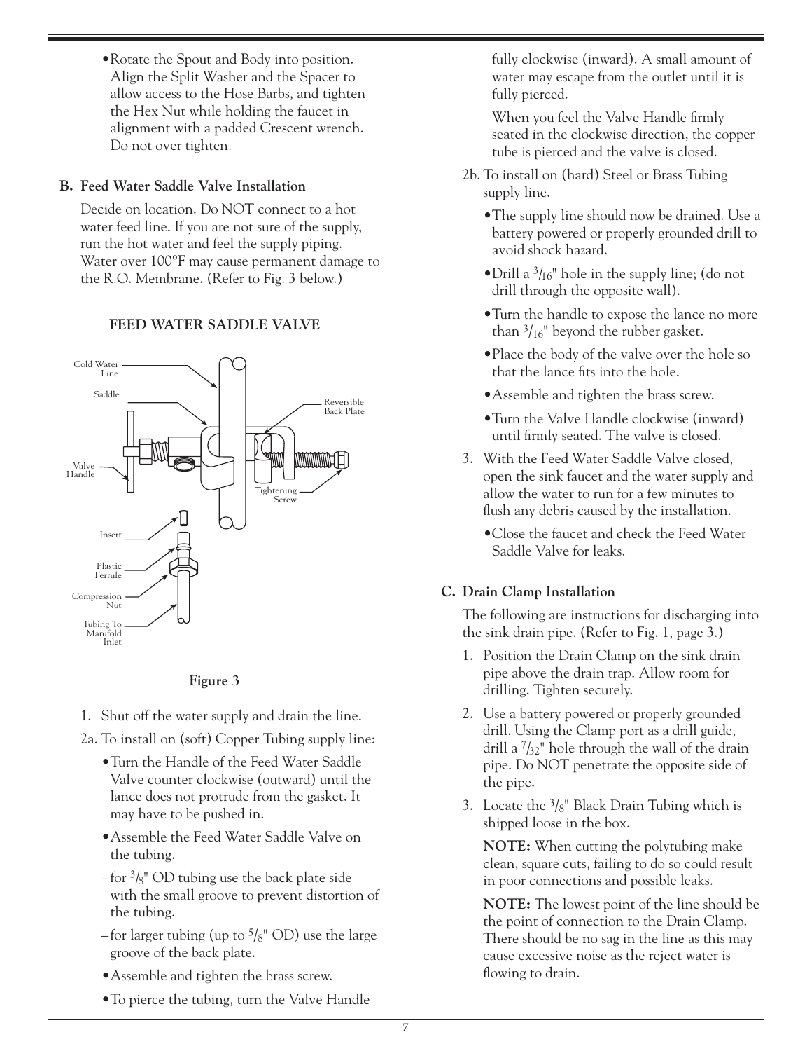- Rotate the Spout and Body into position. Align the Split Washer and the Spacer to allow access to the Hose Barbs, and tighten the Hex Nut while holding the faucet in alignment with a padded Crescent wrench. Do not over tighten.

### B. Feed Water Saddle Valve Installation

Decide on location. Do NOT connect to a hot water feed line. If you are not sure of the supply, run the hot water and feel the supply piping. Water over 100°F may cause permanent damage to the R.O. Membrane. (Refer to Fig. 3 below.)

**FEED WATER SADDLE VALVE**

Cold Water Line
Saddle
Reversible Back Plate
Valve Handle
Tightening Screw
Insert
Plastic Ferrule
Compression Nut
Tubing To Manifold Inlet

**Figure 3**

1. Shut off the water supply and drain the line.

2a. To install on (soft) Copper Tubing supply line:

- Turn the Handle of the Feed Water Saddle Valve counter clockwise (outward) until the lance does not protrude from the gasket. It may have to be pushed in.
- Assemble the Feed Water Saddle Valve on the tubing.
  - –for 3/8" OD tubing use the back plate side with the small groove to prevent distortion of the tubing.
  - –for larger tubing (up to 5/8" OD) use the large groove of the back plate.
- Assemble and tighten the brass screw.
- To pierce the tubing, turn the Valve Handle fully clockwise (inward). A small amount of water may escape from the outlet until it is fully pierced.

  When you feel the Valve Handle firmly seated in the clockwise direction, the copper tube is pierced and the valve is closed.

2b. To install on (hard) Steel or Brass Tubing supply line.

- The supply line should now be drained. Use a battery powered or properly grounded drill to avoid shock hazard.
- Drill a 3/16" hole in the supply line; (do not drill through the opposite wall).
- Turn the handle to expose the lance no more than 3/16" beyond the rubber gasket.
- Place the body of the valve over the hole so that the lance fits into the hole.
- Assemble and tighten the brass screw.
- Turn the Valve Handle clockwise (inward) until firmly seated. The valve is closed.

3. With the Feed Water Saddle Valve closed, open the sink faucet and the water supply and allow the water to run for a few minutes to flush any debris caused by the installation.
   - Close the faucet and check the Feed Water Saddle Valve for leaks.

### C. Drain Clamp Installation

The following are instructions for discharging into the sink drain pipe. (Refer to Fig. 1, page 3.)

1. Position the Drain Clamp on the sink drain pipe above the drain trap. Allow room for drilling. Tighten securely.
2. Use a battery powered or properly grounded drill. Using the Clamp port as a drill guide, drill a 7/32" hole through the wall of the drain pipe. Do NOT penetrate the opposite side of the pipe.
3. Locate the 3/8" Black Drain Tubing which is shipped loose in the box.

   **NOTE:** When cutting the polytubing make clean, square cuts, failing to do so could result in poor connections and possible leaks.

   **NOTE:** The lowest point of the line should be the point of connection to the Drain Clamp. There should be no sag in the line as this may cause excessive noise as the reject water is flowing to drain.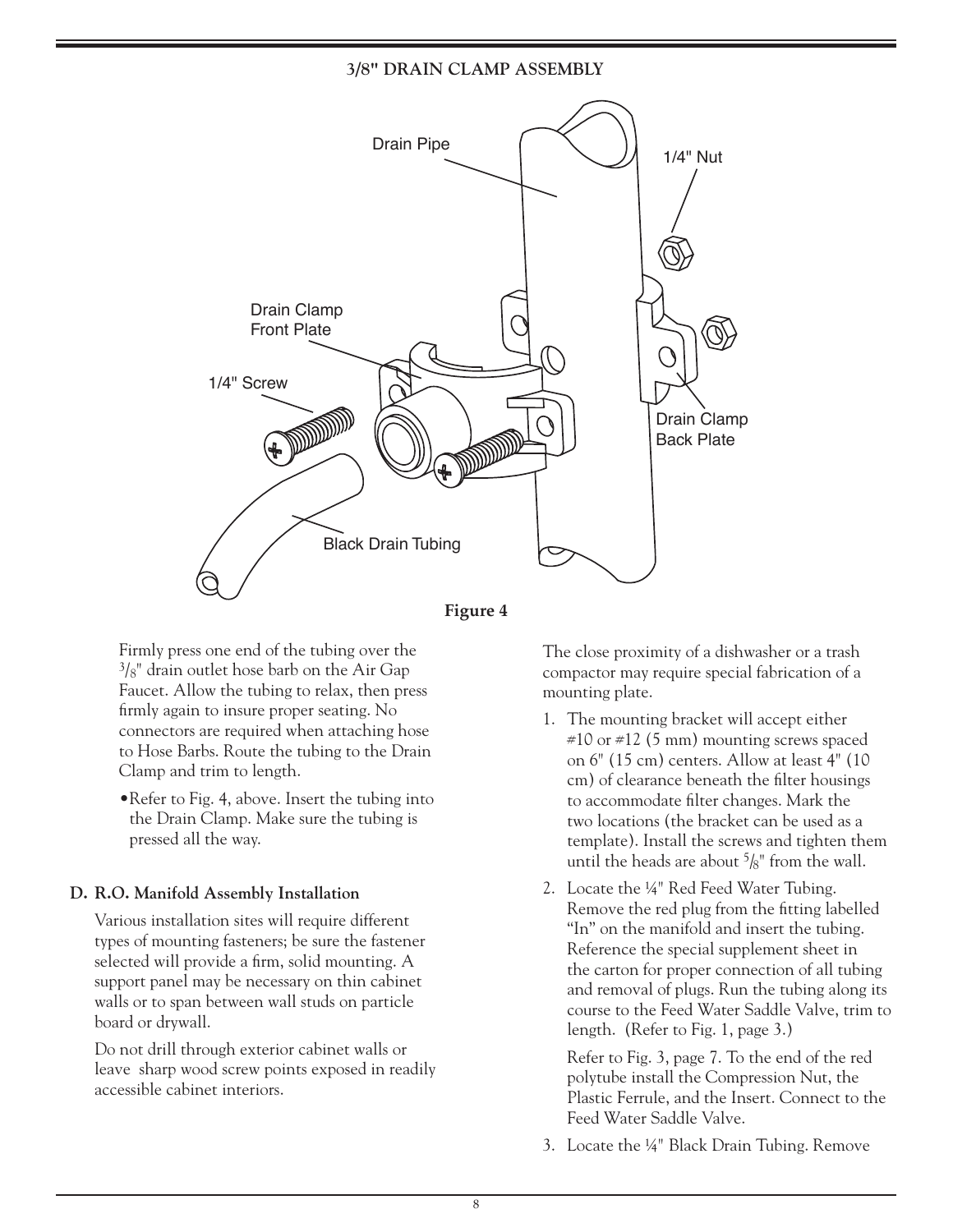### 3/8" DRAIN CLAMP ASSEMBLY

Drain Pipe

1/4" Nut

Drain Clamp Front Plate

1/4" Screw

Drain Clamp Back Plate

Black Drain Tubing

**Figure 4**

Firmly press one end of the tubing over the 3/8" drain outlet hose barb on the Air Gap Faucet. Allow the tubing to relax, then press firmly again to insure proper seating. No connectors are required when attaching hose to Hose Barbs. Route the tubing to the Drain Clamp and trim to length.

- Refer to Fig. 4, above. Insert the tubing into the Drain Clamp. Make sure the tubing is pressed all the way.

**D. R.O. Manifold Assembly Installation**

Various installation sites will require different types of mounting fasteners; be sure the fastener selected will provide a firm, solid mounting. A support panel may be necessary on thin cabinet walls or to span between wall studs on particle board or drywall.

Do not drill through exterior cabinet walls or leave sharp wood screw points exposed in readily accessible cabinet interiors.

The close proximity of a dishwasher or a trash compactor may require special fabrication of a mounting plate.

1. The mounting bracket will accept either #10 or #12 (5 mm) mounting screws spaced on 6" (15 cm) centers. Allow at least 4" (10 cm) of clearance beneath the filter housings to accommodate filter changes. Mark the two locations (the bracket can be used as a template). Install the screws and tighten them until the heads are about 5/8" from the wall.
2. Locate the ¼" Red Feed Water Tubing. Remove the red plug from the fitting labelled "In" on the manifold and insert the tubing. Reference the special supplement sheet in the carton for proper connection of all tubing and removal of plugs. Run the tubing along its course to the Feed Water Saddle Valve, trim to length. (Refer to Fig. 1, page 3.)

   Refer to Fig. 3, page 7. To the end of the red polytube install the Compression Nut, the Plastic Ferrule, and the Insert. Connect to the Feed Water Saddle Valve.
3. Locate the ¼" Black Drain Tubing. Remove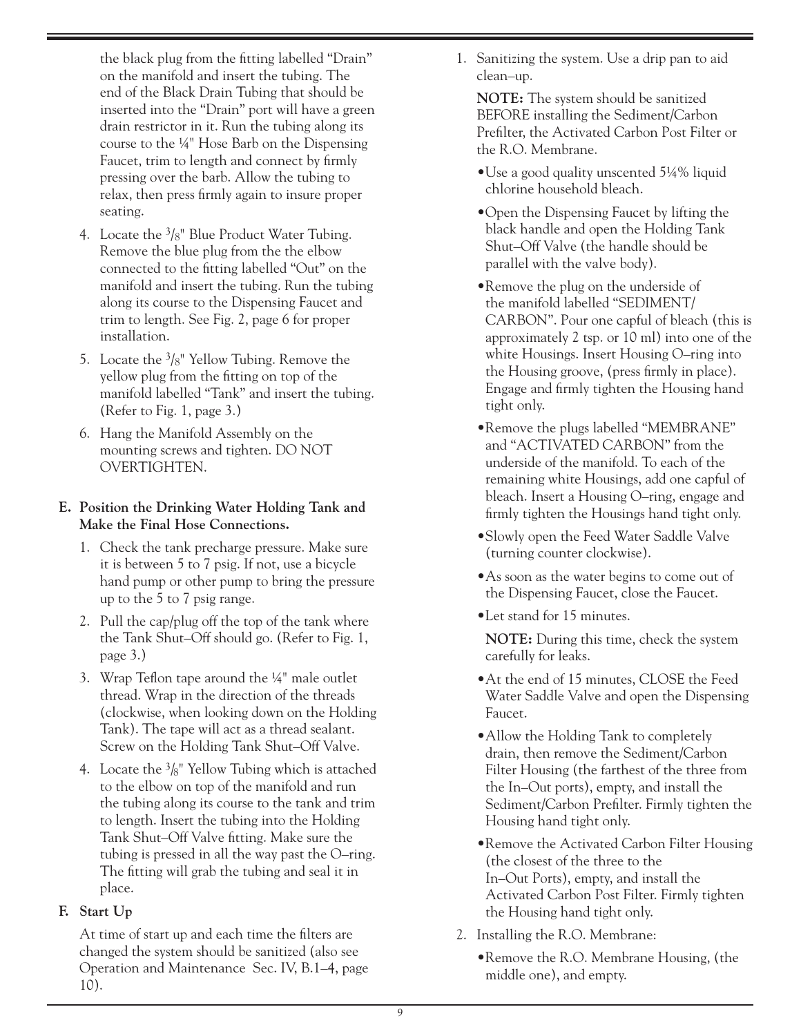the black plug from the fitting labelled "Drain" on the manifold and insert the tubing. The end of the Black Drain Tubing that should be inserted into the "Drain" port will have a green drain restrictor in it. Run the tubing along its course to the ¼" Hose Barb on the Dispensing Faucet, trim to length and connect by firmly pressing over the barb. Allow the tubing to relax, then press firmly again to insure proper seating.

4. Locate the 3/8" Blue Product Water Tubing. Remove the blue plug from the the elbow connected to the fitting labelled "Out" on the manifold and insert the tubing. Run the tubing along its course to the Dispensing Faucet and trim to length. See Fig. 2, page 6 for proper installation.
5. Locate the 3/8" Yellow Tubing. Remove the yellow plug from the fitting on top of the manifold labelled "Tank" and insert the tubing. (Refer to Fig. 1, page 3.)
6. Hang the Manifold Assembly on the mounting screws and tighten. DO NOT OVERTIGHTEN.

**E. Position the Drinking Water Holding Tank and Make the Final Hose Connections.**

1. Check the tank precharge pressure. Make sure it is between 5 to 7 psig. If not, use a bicycle hand pump or other pump to bring the pressure up to the 5 to 7 psig range.
2. Pull the cap/plug off the top of the tank where the Tank Shut–Off should go. (Refer to Fig. 1, page 3.)
3. Wrap Teflon tape around the ¼" male outlet thread. Wrap in the direction of the threads (clockwise, when looking down on the Holding Tank). The tape will act as a thread sealant. Screw on the Holding Tank Shut–Off Valve.
4. Locate the 3/8" Yellow Tubing which is attached to the elbow on top of the manifold and run the tubing along its course to the tank and trim to length. Insert the tubing into the Holding Tank Shut–Off Valve fitting. Make sure the tubing is pressed in all the way past the O–ring. The fitting will grab the tubing and seal it in place.

**F. Start Up**

At time of start up and each time the filters are changed the system should be sanitized (also see Operation and Maintenance Sec. IV, B.1–4, page 10).

1. Sanitizing the system. Use a drip pan to aid clean–up.

   **NOTE:** The system should be sanitized BEFORE installing the Sediment/Carbon Prefilter, the Activated Carbon Post Filter or the R.O. Membrane.

   - Use a good quality unscented 5¼% liquid chlorine household bleach.
   - Open the Dispensing Faucet by lifting the black handle and open the Holding Tank Shut–Off Valve (the handle should be parallel with the valve body).
   - Remove the plug on the underside of the manifold labelled "SEDIMENT/CARBON". Pour one capful of bleach (this is approximately 2 tsp. or 10 ml) into one of the white Housings. Insert Housing O–ring into the Housing groove, (press firmly in place). Engage and firmly tighten the Housing hand tight only.
   - Remove the plugs labelled "MEMBRANE" and "ACTIVATED CARBON" from the underside of the manifold. To each of the remaining white Housings, add one capful of bleach. Insert a Housing O–ring, engage and firmly tighten the Housings hand tight only.
   - Slowly open the Feed Water Saddle Valve (turning counter clockwise).
   - As soon as the water begins to come out of the Dispensing Faucet, close the Faucet.
   - Let stand for 15 minutes.

   **NOTE:** During this time, check the system carefully for leaks.

   - At the end of 15 minutes, CLOSE the Feed Water Saddle Valve and open the Dispensing Faucet.
   - Allow the Holding Tank to completely drain, then remove the Sediment/Carbon Filter Housing (the farthest of the three from the In–Out ports), empty, and install the Sediment/Carbon Prefilter. Firmly tighten the Housing hand tight only.
   - Remove the Activated Carbon Filter Housing (the closest of the three to the In–Out Ports), empty, and install the Activated Carbon Post Filter. Firmly tighten the Housing hand tight only.

2. Installing the R.O. Membrane:

   - Remove the R.O. Membrane Housing, (the middle one), and empty.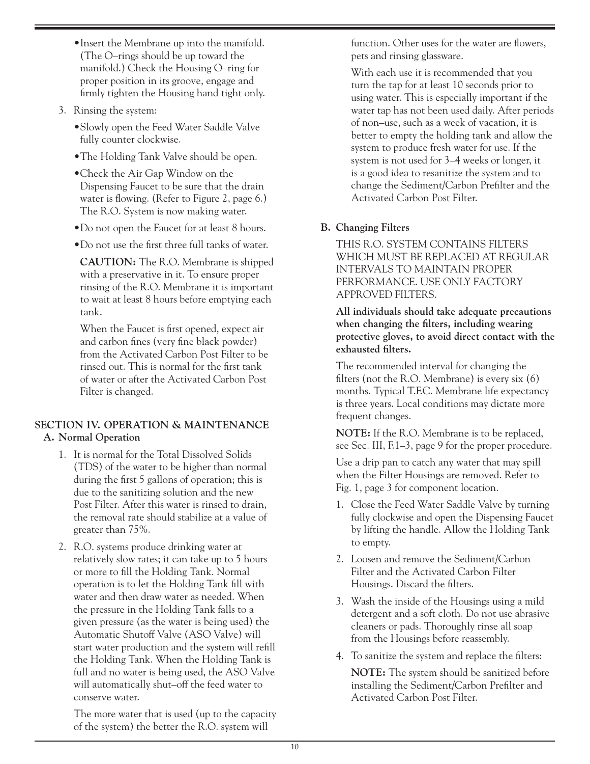- Insert the Membrane up into the manifold. (The O–rings should be up toward the manifold.) Check the Housing O–ring for proper position in its groove, engage and firmly tighten the Housing hand tight only.

3. Rinsing the system:
   - Slowly open the Feed Water Saddle Valve fully counter clockwise.
   - The Holding Tank Valve should be open.
   - Check the Air Gap Window on the Dispensing Faucet to be sure that the drain water is flowing. (Refer to Figure 2, page 6.) The R.O. System is now making water.
   - Do not open the Faucet for at least 8 hours.
   - Do not use the first three full tanks of water.

   **CAUTION:** The R.O. Membrane is shipped with a preservative in it. To ensure proper rinsing of the R.O. Membrane it is important to wait at least 8 hours before emptying each tank.

   When the Faucet is first opened, expect air and carbon fines (very fine black powder) from the Activated Carbon Post Filter to be rinsed out. This is normal for the first tank of water or after the Activated Carbon Post Filter is changed.

## SECTION IV. OPERATION & MAINTENANCE

### A. Normal Operation

1. It is normal for the Total Dissolved Solids (TDS) of the water to be higher than normal during the first 5 gallons of operation; this is due to the sanitizing solution and the new Post Filter. After this water is rinsed to drain, the removal rate should stabilize at a value of greater than 75%.

2. R.O. systems produce drinking water at relatively slow rates; it can take up to 5 hours or more to fill the Holding Tank. Normal operation is to let the Holding Tank fill with water and then draw water as needed. When the pressure in the Holding Tank falls to a given pressure (as the water is being used) the Automatic Shutoff Valve (ASO Valve) will start water production and the system will refill the Holding Tank. When the Holding Tank is full and no water is being used, the ASO Valve will automatically shut–off the feed water to conserve water.

   The more water that is used (up to the capacity of the system) the better the R.O. system will function. Other uses for the water are flowers, pets and rinsing glassware.

   With each use it is recommended that you turn the tap for at least 10 seconds prior to using water. This is especially important if the water tap has not been used daily. After periods of non–use, such as a week of vacation, it is better to empty the holding tank and allow the system to produce fresh water for use. If the system is not used for 3–4 weeks or longer, it is a good idea to resanitize the system and to change the Sediment/Carbon Prefilter and the Activated Carbon Post Filter.

### B. Changing Filters

THIS R.O. SYSTEM CONTAINS FILTERS WHICH MUST BE REPLACED AT REGULAR INTERVALS TO MAINTAIN PROPER PERFORMANCE. USE ONLY FACTORY APPROVED FILTERS.

**All individuals should take adequate precautions when changing the filters, including wearing protective gloves, to avoid direct contact with the exhausted filters.**

The recommended interval for changing the filters (not the R.O. Membrane) is every six (6) months. Typical T.F.C. Membrane life expectancy is three years. Local conditions may dictate more frequent changes.

**NOTE:** If the R.O. Membrane is to be replaced, see Sec. III, F.1–3, page 9 for the proper procedure.

Use a drip pan to catch any water that may spill when the Filter Housings are removed. Refer to Fig. 1, page 3 for component location.

1. Close the Feed Water Saddle Valve by turning fully clockwise and open the Dispensing Faucet by lifting the handle. Allow the Holding Tank to empty.
2. Loosen and remove the Sediment/Carbon Filter and the Activated Carbon Filter Housings. Discard the filters.
3. Wash the inside of the Housings using a mild detergent and a soft cloth. Do not use abrasive cleaners or pads. Thoroughly rinse all soap from the Housings before reassembly.
4. To sanitize the system and replace the filters:

   **NOTE:** The system should be sanitized before installing the Sediment/Carbon Prefilter and Activated Carbon Post Filter.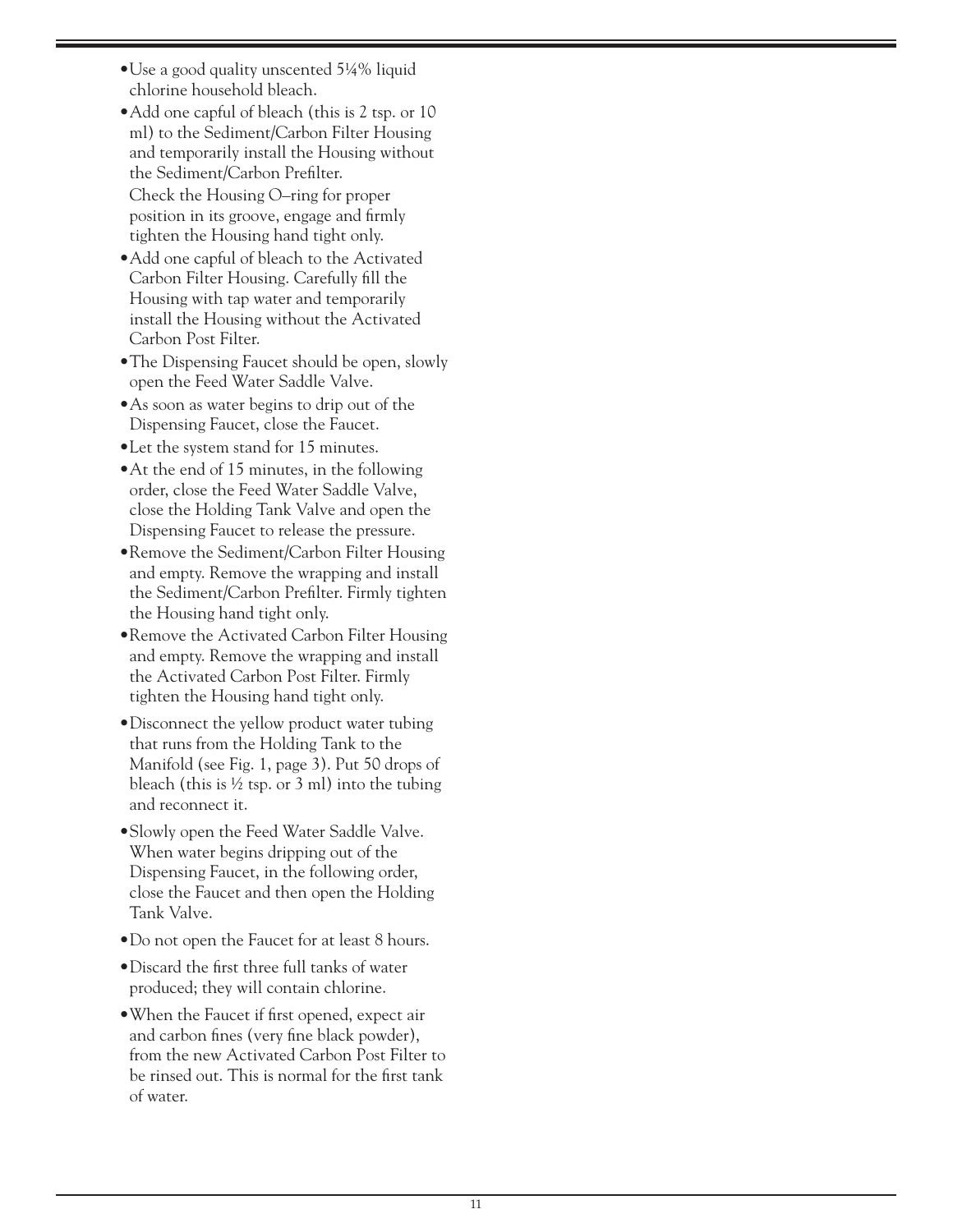- Use a good quality unscented 5¼% liquid chlorine household bleach.
- Add one capful of bleach (this is 2 tsp. or 10 ml) to the Sediment/Carbon Filter Housing and temporarily install the Housing without the Sediment/Carbon Prefilter.
  Check the Housing O–ring for proper position in its groove, engage and firmly tighten the Housing hand tight only.
- Add one capful of bleach to the Activated Carbon Filter Housing. Carefully fill the Housing with tap water and temporarily install the Housing without the Activated Carbon Post Filter.
- The Dispensing Faucet should be open, slowly open the Feed Water Saddle Valve.
- As soon as water begins to drip out of the Dispensing Faucet, close the Faucet.
- Let the system stand for 15 minutes.
- At the end of 15 minutes, in the following order, close the Feed Water Saddle Valve, close the Holding Tank Valve and open the Dispensing Faucet to release the pressure.
- Remove the Sediment/Carbon Filter Housing and empty. Remove the wrapping and install the Sediment/Carbon Prefilter. Firmly tighten the Housing hand tight only.
- Remove the Activated Carbon Filter Housing and empty. Remove the wrapping and install the Activated Carbon Post Filter. Firmly tighten the Housing hand tight only.
- Disconnect the yellow product water tubing that runs from the Holding Tank to the Manifold (see Fig. 1, page 3). Put 50 drops of bleach (this is ½ tsp. or 3 ml) into the tubing and reconnect it.
- Slowly open the Feed Water Saddle Valve. When water begins dripping out of the Dispensing Faucet, in the following order, close the Faucet and then open the Holding Tank Valve.
- Do not open the Faucet for at least 8 hours.
- Discard the first three full tanks of water produced; they will contain chlorine.
- When the Faucet if first opened, expect air and carbon fines (very fine black powder), from the new Activated Carbon Post Filter to be rinsed out. This is normal for the first tank of water.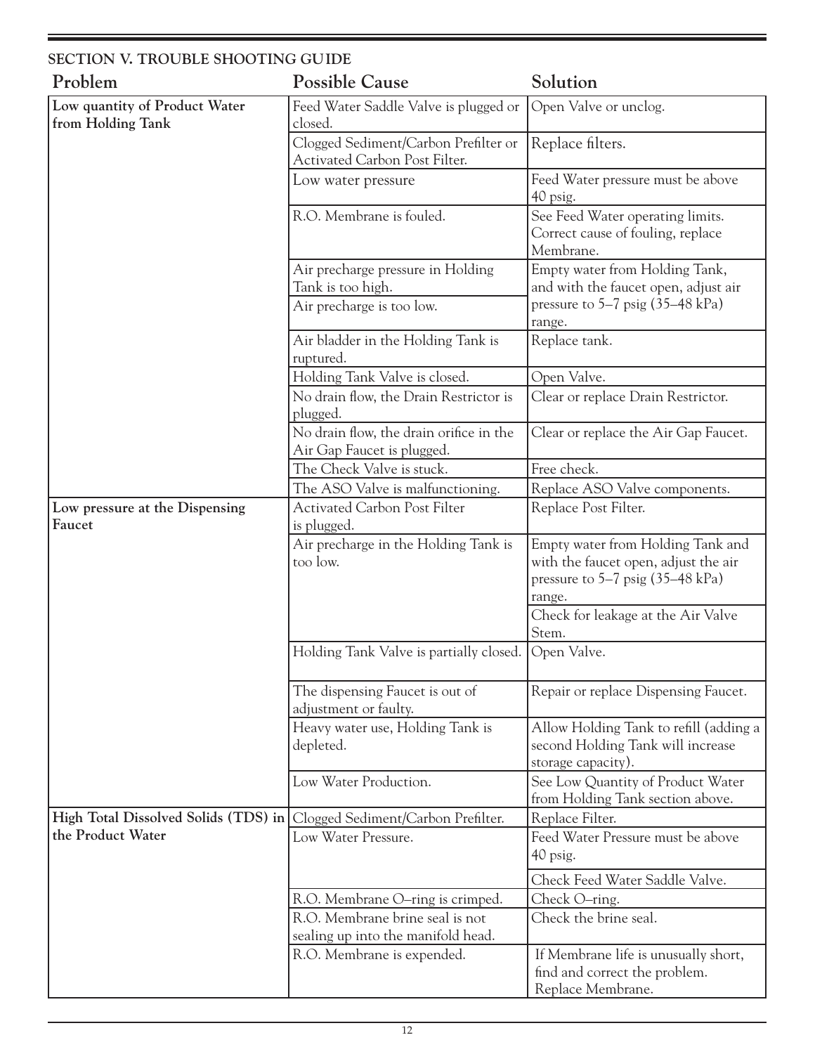## SECTION V. TROUBLE SHOOTING GUIDE

| Problem | Possible Cause | Solution |
|---|---|---|
| **Low quantity of Product Water from Holding Tank** | Feed Water Saddle Valve is plugged or closed. | Open Valve or unclog. |
| | Clogged Sediment/Carbon Prefilter or Activated Carbon Post Filter. | Replace filters. |
| | Low water pressure | Feed Water pressure must be above 40 psig. |
| | R.O. Membrane is fouled. | See Feed Water operating limits. Correct cause of fouling, replace Membrane. |
| | Air precharge pressure in Holding Tank is too high. | Empty water from Holding Tank, and with the faucet open, adjust air pressure to 5–7 psig (35–48 kPa) range. |
| | Air precharge is too low. | |
| | Air bladder in the Holding Tank is ruptured. | Replace tank. |
| | Holding Tank Valve is closed. | Open Valve. |
| | No drain flow, the Drain Restrictor is plugged. | Clear or replace Drain Restrictor. |
| | No drain flow, the drain orifice in the Air Gap Faucet is plugged. | Clear or replace the Air Gap Faucet. |
| | The Check Valve is stuck. | Free check. |
| | The ASO Valve is malfunctioning. | Replace ASO Valve components. |
| **Low pressure at the Dispensing Faucet** | Activated Carbon Post Filter is plugged. | Replace Post Filter. |
| | Air precharge in the Holding Tank is too low. | Empty water from Holding Tank and with the faucet open, adjust the air pressure to 5–7 psig (35–48 kPa) range. |
| | | Check for leakage at the Air Valve Stem. |
| | Holding Tank Valve is partially closed. | Open Valve. |
| | The dispensing Faucet is out of adjustment or faulty. | Repair or replace Dispensing Faucet. |
| | Heavy water use, Holding Tank is depleted. | Allow Holding Tank to refill (adding a second Holding Tank will increase storage capacity). |
| | Low Water Production. | See Low Quantity of Product Water from Holding Tank section above. |
| **High Total Dissolved Solids (TDS) in the Product Water** | Clogged Sediment/Carbon Prefilter. | Replace Filter. |
| | Low Water Pressure. | Feed Water Pressure must be above 40 psig. |
| | | Check Feed Water Saddle Valve. |
| | R.O. Membrane O–ring is crimped. | Check O–ring. |
| | R.O. Membrane brine seal is not sealing up into the manifold head. | Check the brine seal. |
| | R.O. Membrane is expended. | If Membrane life is unusually short, find and correct the problem. Replace Membrane. |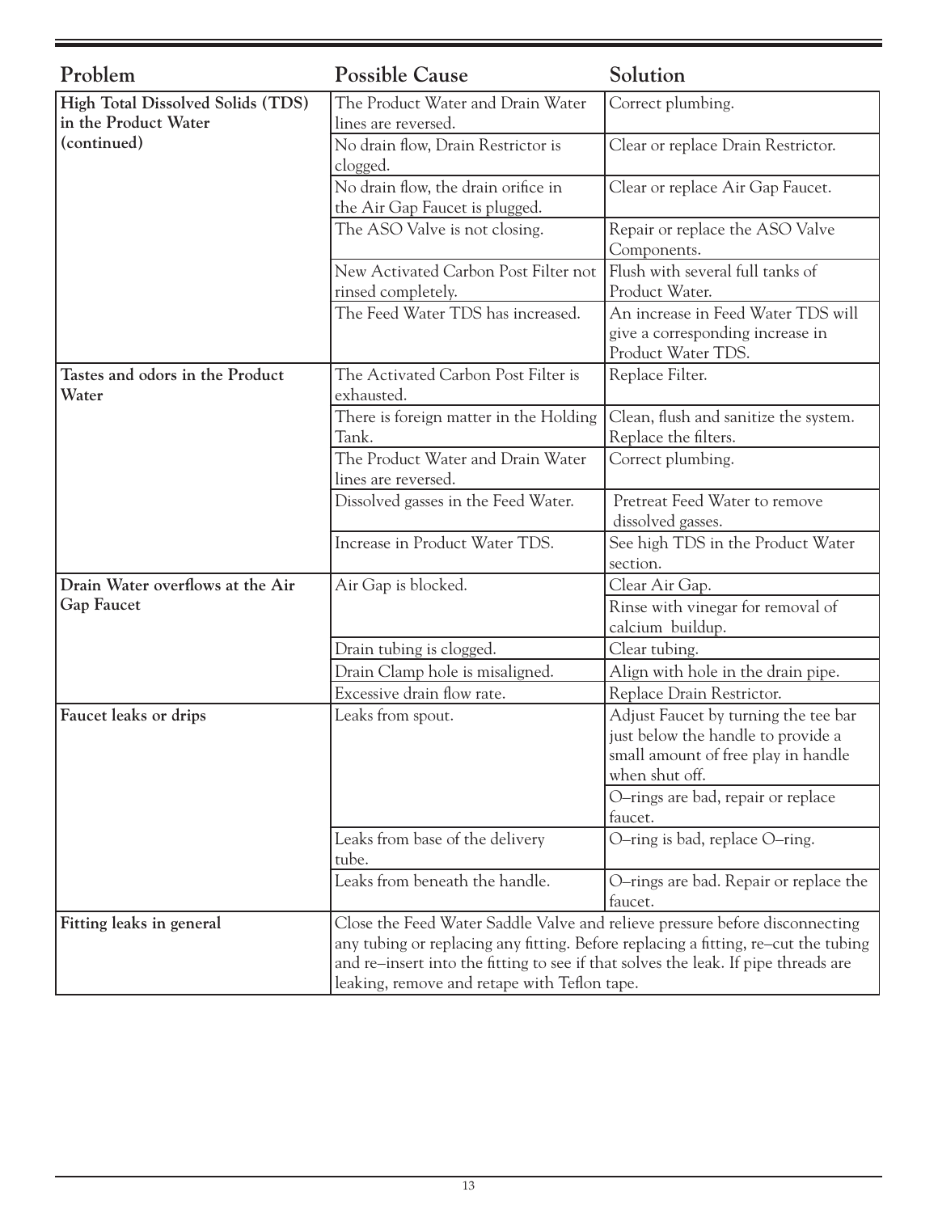| Problem | Possible Cause | Solution |
| --- | --- | --- |
| **High Total Dissolved Solids (TDS) in the Product Water (continued)** | The Product Water and Drain Water lines are reversed. | Correct plumbing. |
| | No drain flow, Drain Restrictor is clogged. | Clear or replace Drain Restrictor. |
| | No drain flow, the drain orifice in the Air Gap Faucet is plugged. | Clear or replace Air Gap Faucet. |
| | The ASO Valve is not closing. | Repair or replace the ASO Valve Components. |
| | New Activated Carbon Post Filter not rinsed completely. | Flush with several full tanks of Product Water. |
| | The Feed Water TDS has increased. | An increase in Feed Water TDS will give a corresponding increase in Product Water TDS. |
| **Tastes and odors in the Product Water** | The Activated Carbon Post Filter is exhausted. | Replace Filter. |
| | There is foreign matter in the Holding Tank. | Clean, flush and sanitize the system. Replace the filters. |
| | The Product Water and Drain Water lines are reversed. | Correct plumbing. |
| | Dissolved gasses in the Feed Water. | Pretreat Feed Water to remove dissolved gasses. |
| | Increase in Product Water TDS. | See high TDS in the Product Water section. |
| **Drain Water overflows at the Air Gap Faucet** | Air Gap is blocked. | Clear Air Gap. |
| | | Rinse with vinegar for removal of calcium buildup. |
| | Drain tubing is clogged. | Clear tubing. |
| | Drain Clamp hole is misaligned. | Align with hole in the drain pipe. |
| | Excessive drain flow rate. | Replace Drain Restrictor. |
| **Faucet leaks or drips** | Leaks from spout. | Adjust Faucet by turning the tee bar just below the handle to provide a small amount of free play in handle when shut off. |
| | | O–rings are bad, repair or replace faucet. |
| | Leaks from base of the delivery tube. | O–ring is bad, replace O–ring. |
| | Leaks from beneath the handle. | O–rings are bad. Repair or replace the faucet. |
| **Fitting leaks in general** | Close the Feed Water Saddle Valve and relieve pressure before disconnecting any tubing or replacing any fitting. Before replacing a fitting, re–cut the tubing and re–insert into the fitting to see if that solves the leak. If pipe threads are leaking, remove and retape with Teflon tape. | |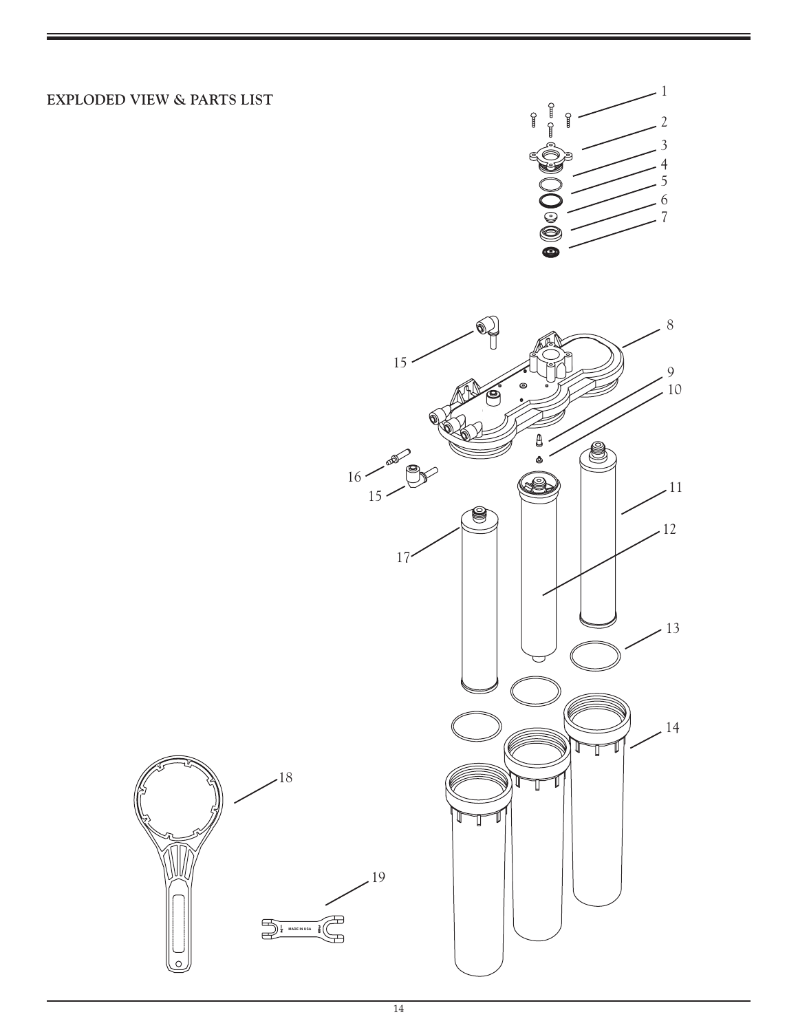## EXPLODED VIEW & PARTS LIST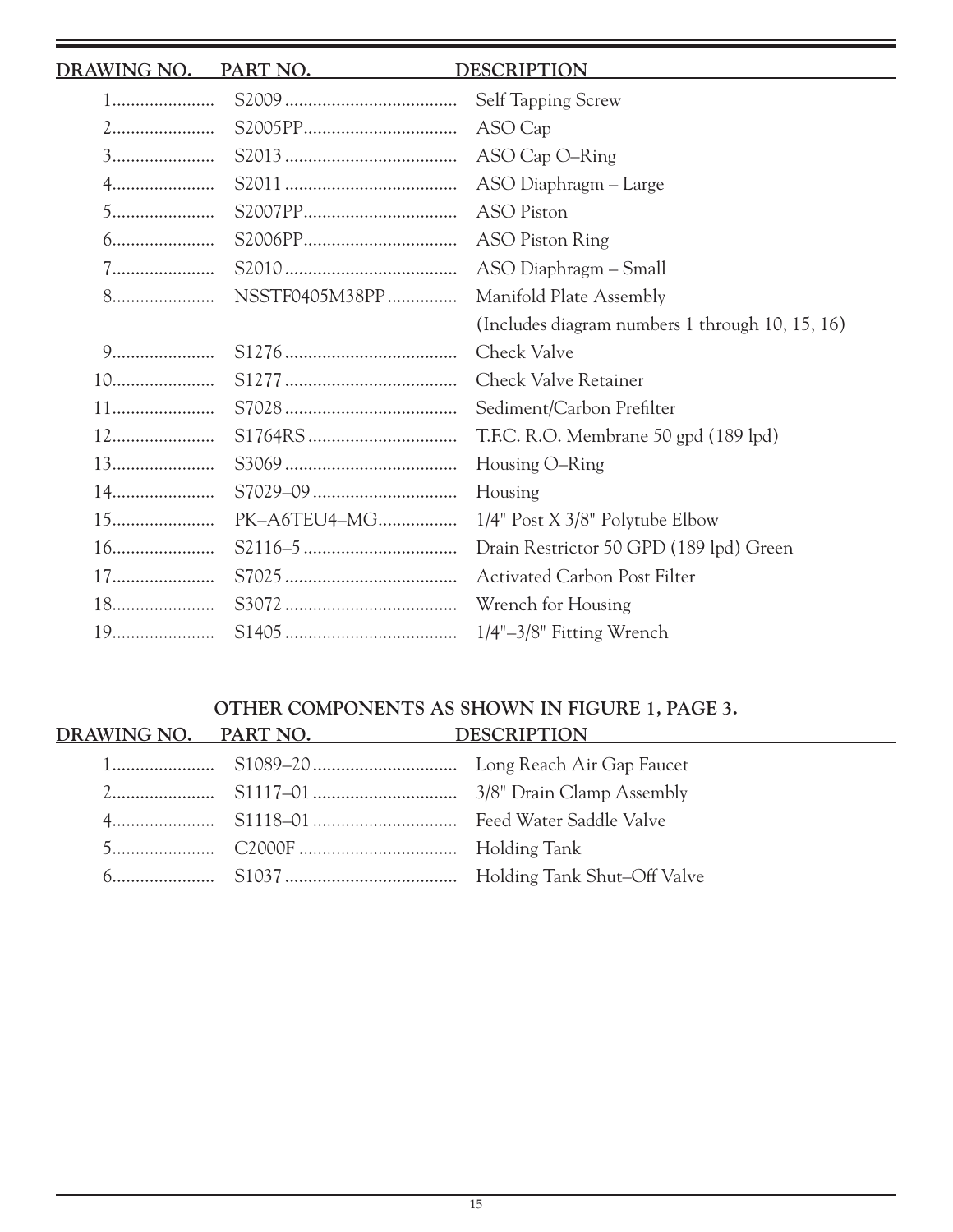| DRAWING NO. | PART NO. | DESCRIPTION |
| --- | --- | --- |
| 1 | S2009 | Self Tapping Screw |
| 2 | S2005PP | ASO Cap |
| 3 | S2013 | ASO Cap O–Ring |
| 4 | S2011 | ASO Diaphragm – Large |
| 5 | S2007PP | ASO Piston |
| 6 | S2006PP | ASO Piston Ring |
| 7 | S2010 | ASO Diaphragm – Small |
| 8 | NSSTF0405M38PP | Manifold Plate Assembly (Includes diagram numbers 1 through 10, 15, 16) |
| 9 | S1276 | Check Valve |
| 10 | S1277 | Check Valve Retainer |
| 11 | S7028 | Sediment/Carbon Prefilter |
| 12 | S1764RS | T.F.C. R.O. Membrane 50 gpd (189 lpd) |
| 13 | S3069 | Housing O–Ring |
| 14 | S7029–09 | Housing |
| 15 | PK–A6TEU4–MG | 1/4" Post X 3/8" Polytube Elbow |
| 16 | S2116–5 | Drain Restrictor 50 GPD (189 lpd) Green |
| 17 | S7025 | Activated Carbon Post Filter |
| 18 | S3072 | Wrench for Housing |
| 19 | S1405 | 1/4"–3/8" Fitting Wrench |

**OTHER COMPONENTS AS SHOWN IN FIGURE 1, PAGE 3.**

| DRAWING NO. | PART NO. | DESCRIPTION |
| --- | --- | --- |
| 1 | S1089–20 | Long Reach Air Gap Faucet |
| 2 | S1117–01 | 3/8" Drain Clamp Assembly |
| 4 | S1118–01 | Feed Water Saddle Valve |
| 5 | C2000F | Holding Tank |
| 6 | S1037 | Holding Tank Shut–Off Valve |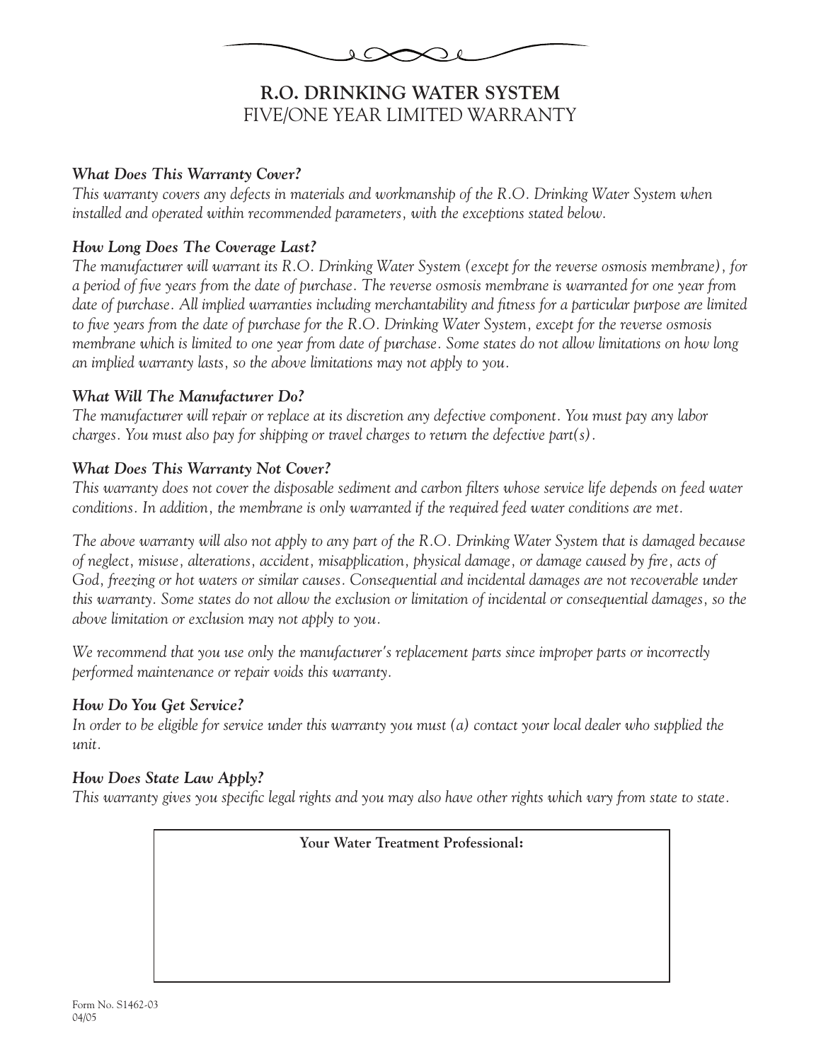# R.O. DRINKING WATER SYSTEM
## FIVE/ONE YEAR LIMITED WARRANTY

***What Does This Warranty Cover?***

*This warranty covers any defects in materials and workmanship of the R.O. Drinking Water System when installed and operated within recommended parameters, with the exceptions stated below.*

***How Long Does The Coverage Last?***

*The manufacturer will warrant its R.O. Drinking Water System (except for the reverse osmosis membrane), for a period of five years from the date of purchase. The reverse osmosis membrane is warranted for one year from date of purchase. All implied warranties including merchantability and fitness for a particular purpose are limited to five years from the date of purchase for the R.O. Drinking Water System, except for the reverse osmosis membrane which is limited to one year from date of purchase. Some states do not allow limitations on how long an implied warranty lasts, so the above limitations may not apply to you.*

***What Will The Manufacturer Do?***

*The manufacturer will repair or replace at its discretion any defective component. You must pay any labor charges. You must also pay for shipping or travel charges to return the defective part(s).*

***What Does This Warranty Not Cover?***

*This warranty does not cover the disposable sediment and carbon filters whose service life depends on feed water conditions. In addition, the membrane is only warranted if the required feed water conditions are met.*

*The above warranty will also not apply to any part of the R.O. Drinking Water System that is damaged because of neglect, misuse, alterations, accident, misapplication, physical damage, or damage caused by fire, acts of God, freezing or hot waters or similar causes. Consequential and incidental damages are not recoverable under this warranty. Some states do not allow the exclusion or limitation of incidental or consequential damages, so the above limitation or exclusion may not apply to you.*

*We recommend that you use only the manufacturer's replacement parts since improper parts or incorrectly performed maintenance or repair voids this warranty.*

***How Do You Get Service?***

*In order to be eligible for service under this warranty you must (a) contact your local dealer who supplied the unit.*

***How Does State Law Apply?***

*This warranty gives you specific legal rights and you may also have other rights which vary from state to state.*

**Your Water Treatment Professional:**

Form No. S1462-03
04/05